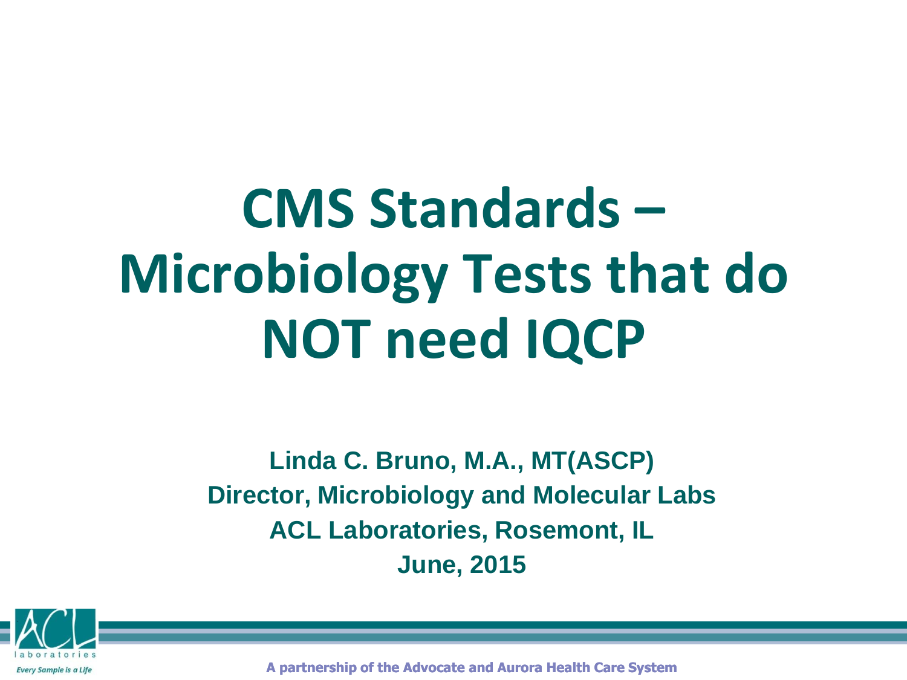# CMS Standards – Microbiology Tests that do NOT need IQCP

**Linda C. Bruno, M.A., MT(ASCP)**
**Director, Microbiology and Molecular Labs**
**ACL Laboratories, Rosemont, IL**
**June, 2015**

ACL laboratories

*Every Sample is a Life*

**A partnership of the Advocate and Aurora Health Care System**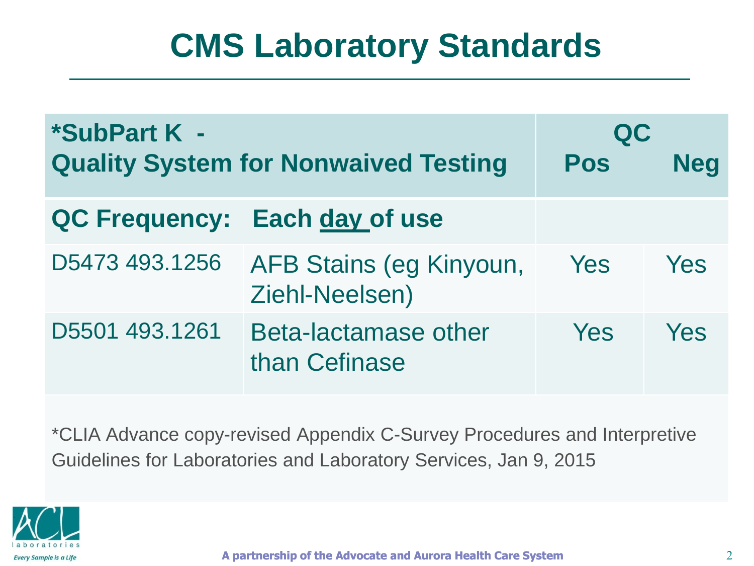# CMS Laboratory Standards

| *SubPart K - Quality System for Nonwaived Testing | | QC Pos | QC Neg |
|---|---|---|---|
| **QC Frequency:** | **Each day of use** | | |
| D5473 493.1256 | AFB Stains (eg Kinyoun, Ziehl-Neelsen) | Yes | Yes |
| D5501 493.1261 | Beta-lactamase other than Cefinase | Yes | Yes |

*CLIA Advance copy-revised Appendix C-Survey Procedures and Interpretive Guidelines for Laboratories and Laboratory Services, Jan 9, 2015

ACL laboratories
*Every Sample is a Life*

A partnership of the Advocate and Aurora Health Care System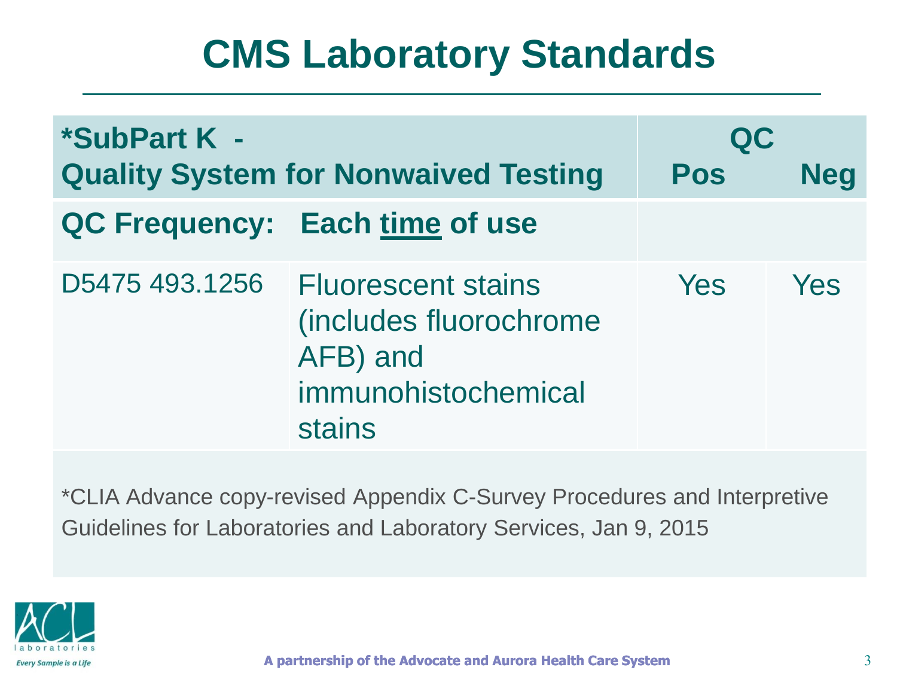# CMS Laboratory Standards

| *SubPart K - Quality System for Nonwaived Testing | | QC Pos | QC Neg |
|---|---|---|---|
| **QC Frequency: Each time of use** | | | |
| D5475 493.1256 | Fluorescent stains (includes fluorochrome AFB) and immunohistochemical stains | Yes | Yes |

*CLIA Advance copy-revised Appendix C-Survey Procedures and Interpretive Guidelines for Laboratories and Laboratory Services, Jan 9, 2015

ACL laboratories — Every Sample is a Life

A partnership of the Advocate and Aurora Health Care System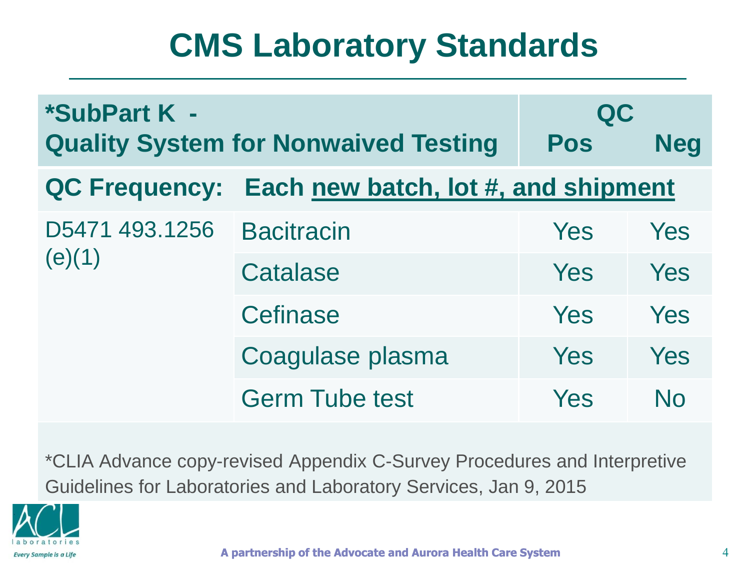# CMS Laboratory Standards

| *SubPart K - Quality System for Nonwaived Testing | | QC Pos | QC Neg |
|---|---|---|---|
| **QC Frequency: Each new batch, lot #, and shipment** | | | |
| D5471 493.1256 (e)(1) | Bacitracin | Yes | Yes |
| | Catalase | Yes | Yes |
| | Cefinase | Yes | Yes |
| | Coagulase plasma | Yes | Yes |
| | Germ Tube test | Yes | No |

*CLIA Advance copy-revised Appendix C-Survey Procedures and Interpretive Guidelines for Laboratories and Laboratory Services, Jan 9, 2015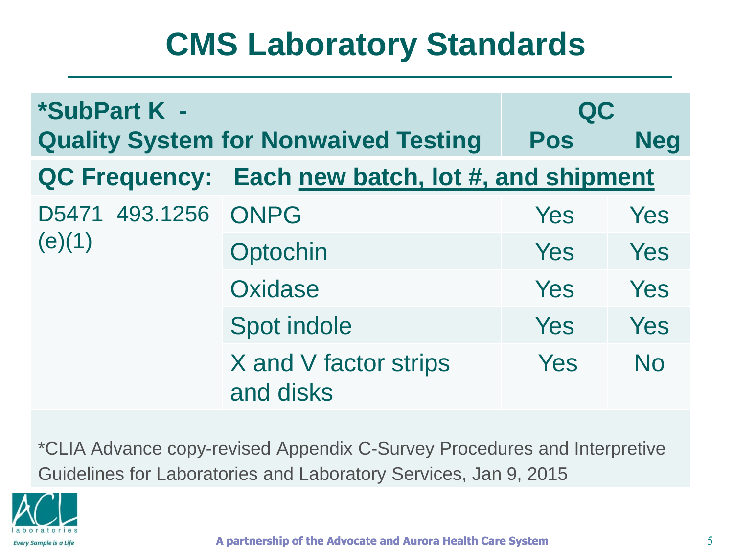# CMS Laboratory Standards

| *SubPart K - Quality System for Nonwaived Testing | | QC Pos | QC Neg |
|---|---|---|---|
| **QC Frequency: Each new batch, lot #, and shipment** | | | |
| D5471 493.1256 (e)(1) | ONPG | Yes | Yes |
| | Optochin | Yes | Yes |
| | Oxidase | Yes | Yes |
| | Spot indole | Yes | Yes |
| | X and V factor strips and disks | Yes | No |

*CLIA Advance copy-revised Appendix C-Survey Procedures and Interpretive Guidelines for Laboratories and Laboratory Services, Jan 9, 2015

A partnership of the Advocate and Aurora Health Care System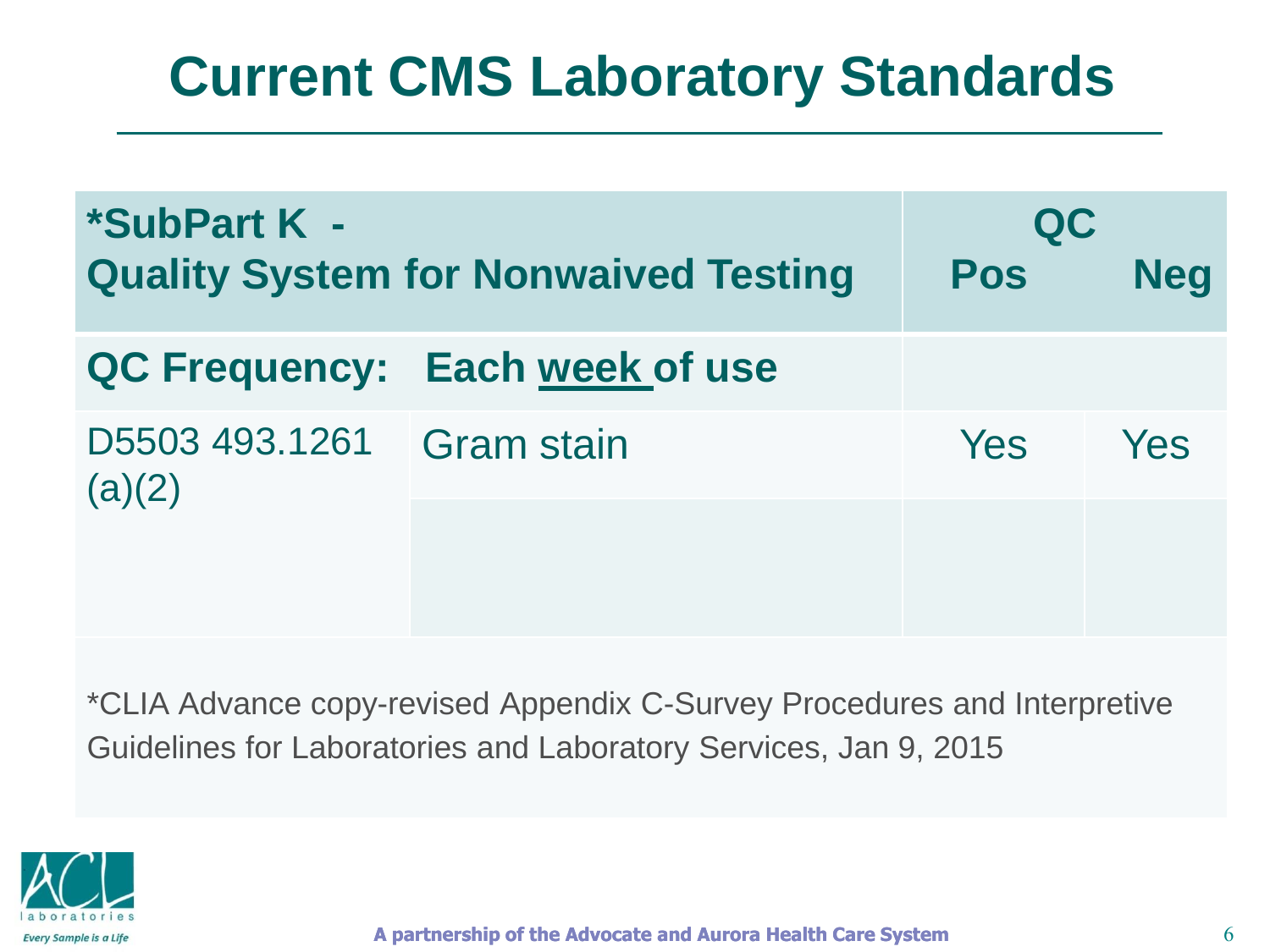# Current CMS Laboratory Standards

| *SubPart K - Quality System for Nonwaived Testing | | QC Pos | QC Neg |
|---|---|---|---|
| **QC Frequency: Each <u>week</u> of use** | | | |
| D5503 493.1261 (a)(2) | Gram stain | Yes | Yes |
| | | | |

*CLIA Advance copy-revised Appendix C-Survey Procedures and Interpretive Guidelines for Laboratories and Laboratory Services, Jan 9, 2015

ACL laboratories
*Every Sample is a Life*

**A partnership of the Advocate and Aurora Health Care System**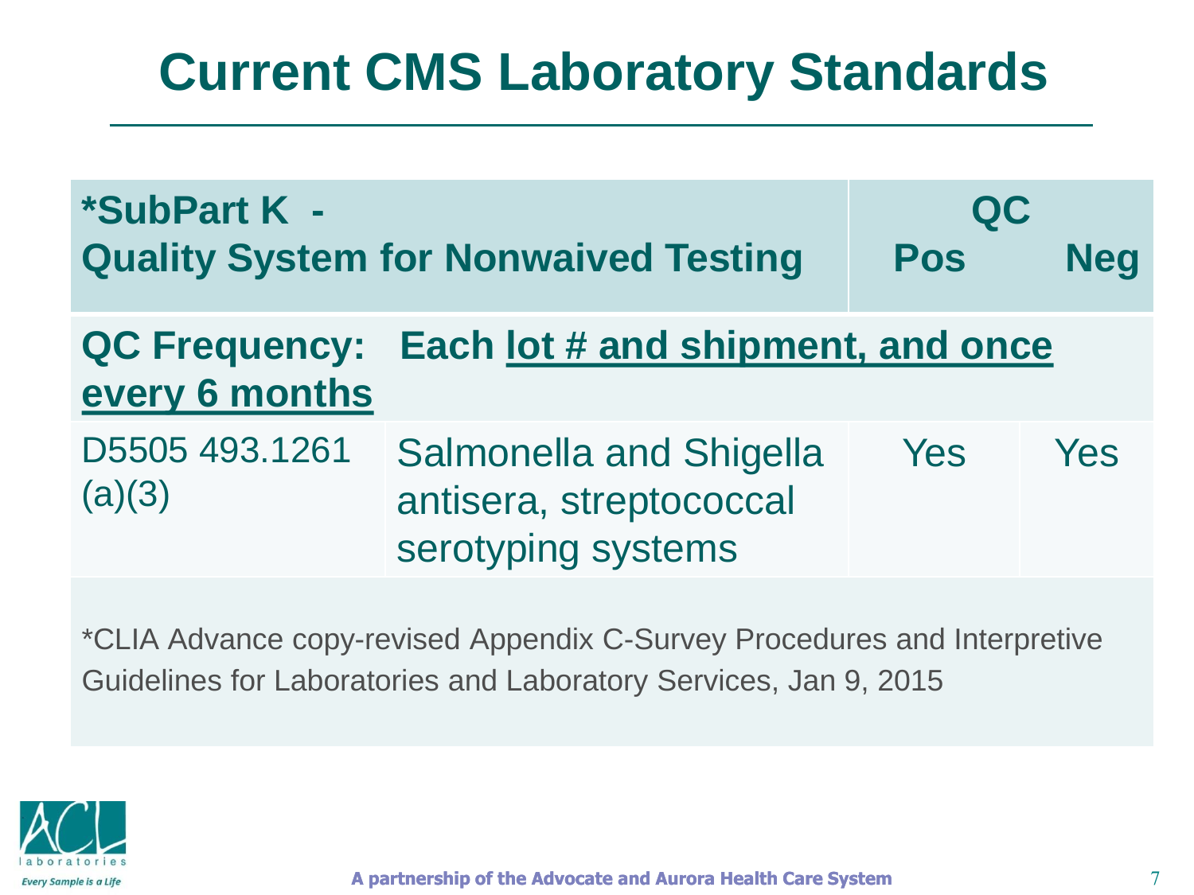# Current CMS Laboratory Standards

| *SubPart K - Quality System for Nonwaived Testing | | QC Pos | QC Neg |
|---|---|---|---|
| **QC Frequency: Each lot # and shipment, and once every 6 months** | | | |
| D5505 493.1261 (a)(3) | Salmonella and Shigella antisera, streptococcal serotyping systems | Yes | Yes |

*CLIA Advance copy-revised Appendix C-Survey Procedures and Interpretive Guidelines for Laboratories and Laboratory Services, Jan 9, 2015

ACL laboratories

Every Sample is a Life

A partnership of the Advocate and Aurora Health Care System